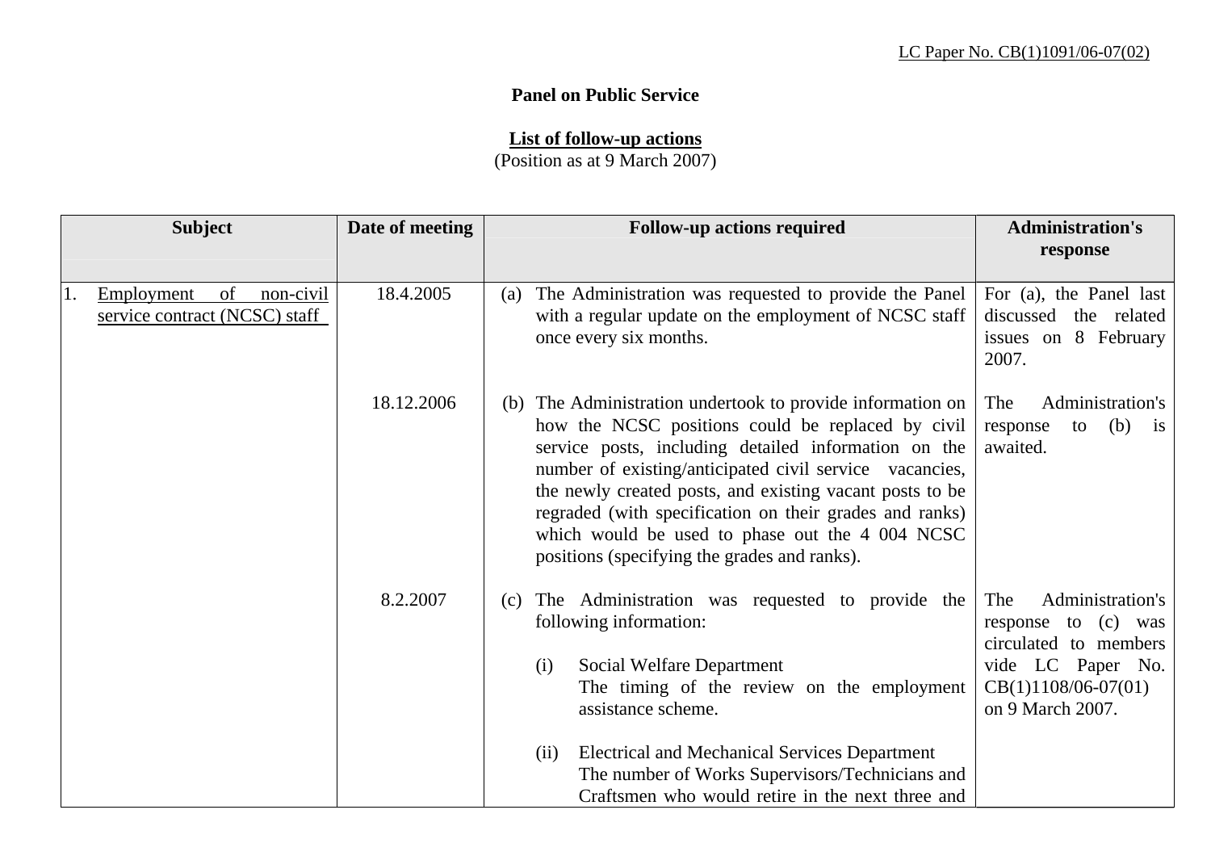LC Paper No. CB(1)1091/06-07(02)

**Panel on Public Service**

**List of follow-up actions**
(Position as at 9 March 2007)

| Subject | Date of meeting | Follow-up actions required | Administration's response |
|---|---|---|---|
| 1. Employment of non-civil service contract (NCSC) staff | 18.4.2005 | (a) The Administration was requested to provide the Panel with a regular update on the employment of NCSC staff once every six months. | For (a), the Panel last discussed the related issues on 8 February 2007. |
| | 18.12.2006 | (b) The Administration undertook to provide information on how the NCSC positions could be replaced by civil service posts, including detailed information on the number of existing/anticipated civil service vacancies, the newly created posts, and existing vacant posts to be regraded (with specification on their grades and ranks) which would be used to phase out the 4 004 NCSC positions (specifying the grades and ranks). | The Administration's response to (b) is awaited. |
| | 8.2.2007 | (c) The Administration was requested to provide the following information:<br><br>(i) Social Welfare Department<br>The timing of the review on the employment assistance scheme.<br><br>(ii) Electrical and Mechanical Services Department<br>The number of Works Supervisors/Technicians and Craftsmen who would retire in the next three and | The Administration's response to (c) was circulated to members vide LC Paper No. CB(1)1108/06-07(01) on 9 March 2007. |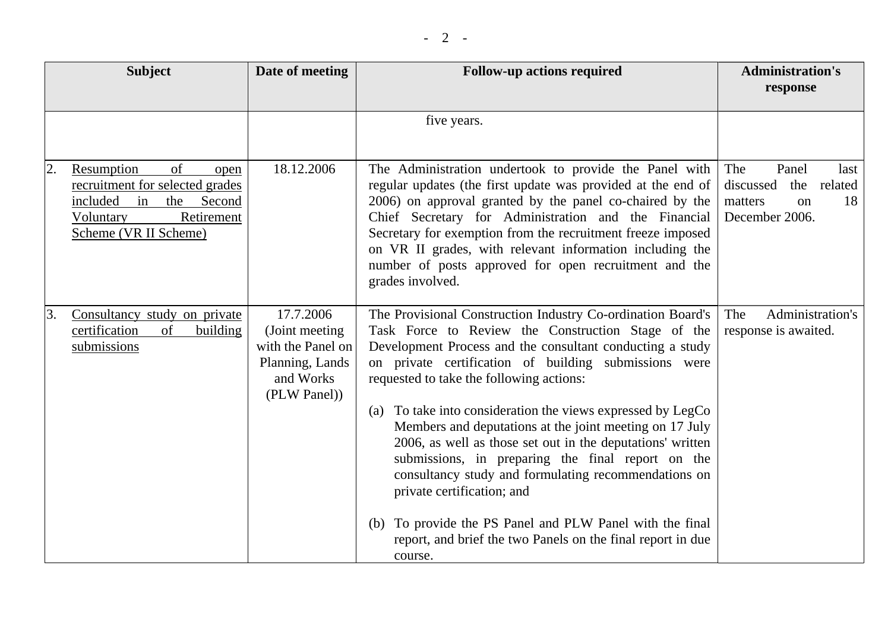| Subject | Date of meeting | Follow-up actions required | Administration's response |
|---|---|---|---|
| | | five years. | |
| 2. Resumption of open recruitment for selected grades included in the Second Voluntary Retirement Scheme (VR II Scheme) | 18.12.2006 | The Administration undertook to provide the Panel with regular updates (the first update was provided at the end of 2006) on approval granted by the panel co-chaired by the Chief Secretary for Administration and the Financial Secretary for exemption from the recruitment freeze imposed on VR II grades, with relevant information including the number of posts approved for open recruitment and the grades involved. | The Panel last discussed the related matters on 18 December 2006. |
| 3. Consultancy study on private certification of building submissions | 17.7.2006 (Joint meeting with the Panel on Planning, Lands and Works (PLW Panel)) | The Provisional Construction Industry Co-ordination Board's Task Force to Review the Construction Stage of the Development Process and the consultant conducting a study on private certification of building submissions were requested to take the following actions:<br><br>(a) To take into consideration the views expressed by LegCo Members and deputations at the joint meeting on 17 July 2006, as well as those set out in the deputations' written submissions, in preparing the final report on the consultancy study and formulating recommendations on private certification; and<br><br>(b) To provide the PS Panel and PLW Panel with the final report, and brief the two Panels on the final report in due course. | The Administration's response is awaited. |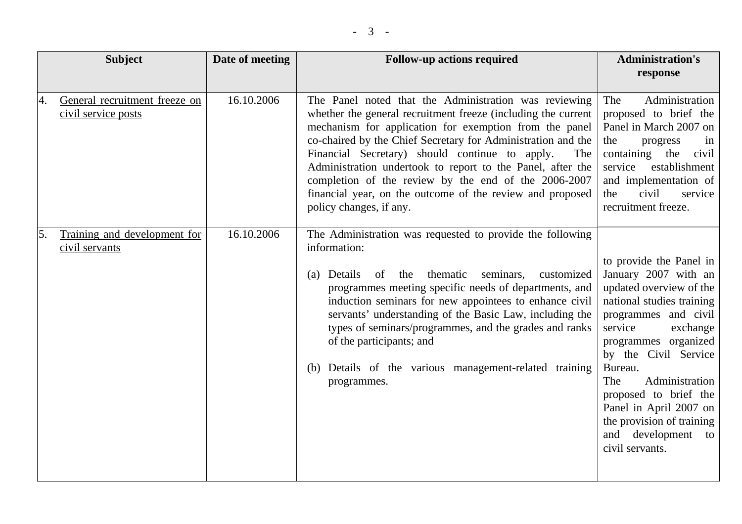| Subject | Date of meeting | Follow-up actions required | Administration's response |
|---|---|---|---|
| 4. General recruitment freeze on civil service posts | 16.10.2006 | The Panel noted that the Administration was reviewing whether the general recruitment freeze (including the current mechanism for application for exemption from the panel co-chaired by the Chief Secretary for Administration and the Financial Secretary) should continue to apply. The Administration undertook to report to the Panel, after the completion of the review by the end of the 2006-2007 financial year, on the outcome of the review and proposed policy changes, if any. | The Administration proposed to brief the Panel in March 2007 on the progress in containing the civil service establishment and implementation of the civil service recruitment freeze. |
| 5. Training and development for civil servants | 16.10.2006 | The Administration was requested to provide the following information: <br><br> (a) Details of the thematic seminars, customized programmes meeting specific needs of departments, and induction seminars for new appointees to enhance civil servants' understanding of the Basic Law, including the types of seminars/programmes, and the grades and ranks of the participants; and <br><br> (b) Details of the various management-related training programmes. | to provide the Panel in January 2007 with an updated overview of the national studies training programmes and civil service exchange programmes organized by the Civil Service Bureau. <br> The Administration proposed to brief the Panel in April 2007 on the provision of training and development to civil servants. |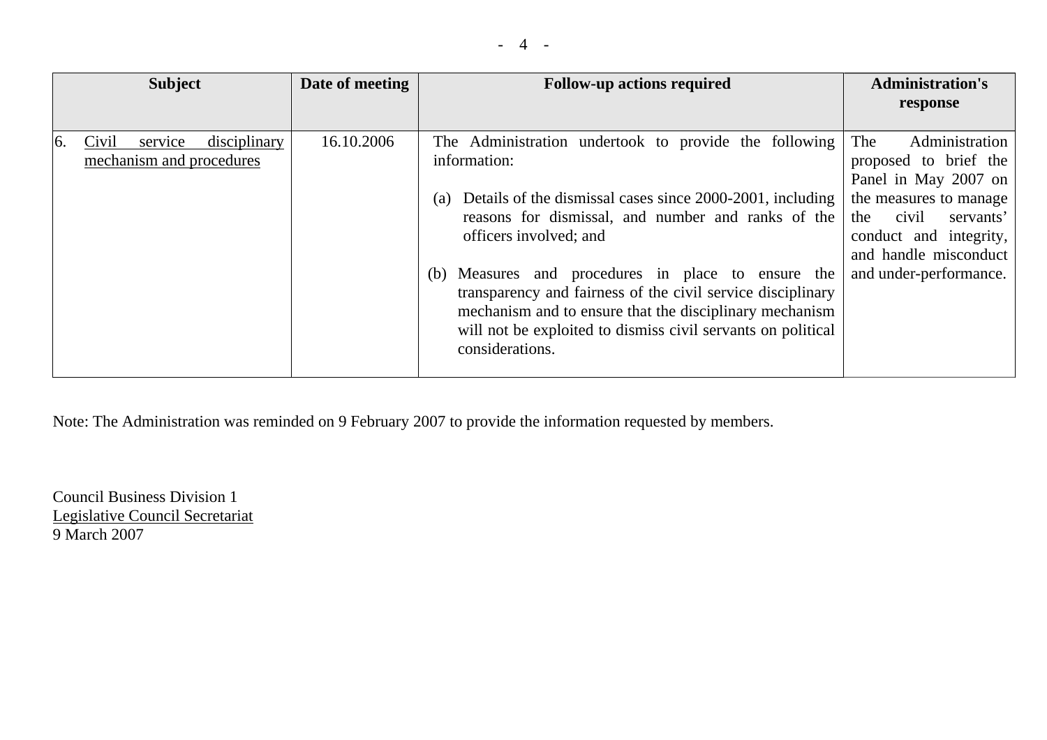| Subject | Date of meeting | Follow-up actions required | Administration's response |
|---|---|---|---|
| 6. Civil service disciplinary mechanism and procedures | 16.10.2006 | The Administration undertook to provide the following information:<br><br>(a) Details of the dismissal cases since 2000-2001, including reasons for dismissal, and number and ranks of the officers involved; and<br><br>(b) Measures and procedures in place to ensure the transparency and fairness of the civil service disciplinary mechanism and to ensure that the disciplinary mechanism will not be exploited to dismiss civil servants on political considerations. | The Administration proposed to brief the Panel in May 2007 on the measures to manage the civil servants' conduct and integrity, and handle misconduct and under-performance. |

Note: The Administration was reminded on 9 February 2007 to provide the information requested by members.

Council Business Division 1
Legislative Council Secretariat
9 March 2007